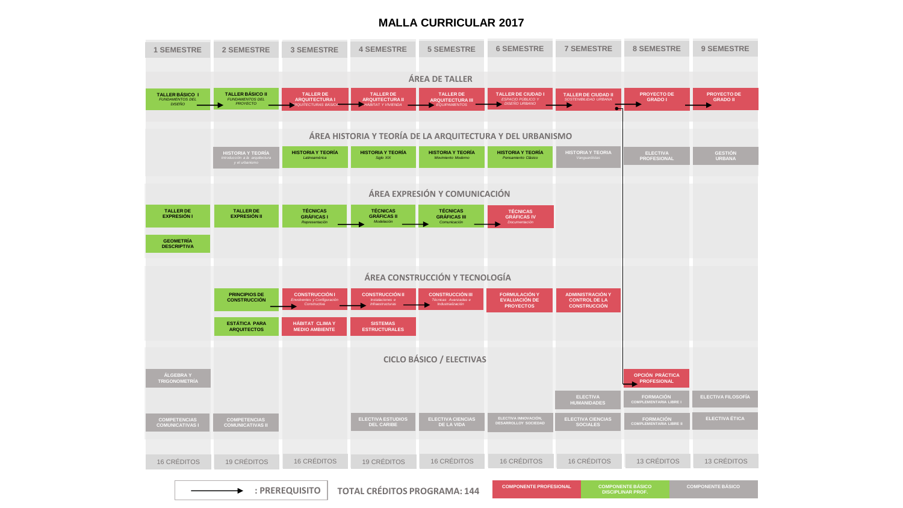# MALLA CURRICULAR 2017

| 1 SEMESTRE | 2 SEMESTRE | 3 SEMESTRE | 4 SEMESTRE | 5 SEMESTRE | 6 SEMESTRE | 7 SEMESTRE | 8 SEMESTRE | 9 SEMESTRE |
|---|---|---|---|---|---|---|---|---|
| **ÁREA DE TALLER** | | | | | | | | |
| TALLER BÁSICO I *FUNDAMENTOS DEL DISEÑO* | TALLER BÁSICO II *FUNDAMENTOS DEL PROYECTO* | TALLER DE ARQUITECTURA I *ARQUITECTURAS BÁSICAS* | TALLER DE ARQUITECTURA II *HÁBITAT Y VIVIENDA* | TALLER DE ARQUITECTURA III *EQUIPAMENTOS* | TALLER DE CIUDAD I *ESPACIO PÚBLICO Y DISEÑO URBANO* | TALLER DE CIUDAD II *SOSTENIBILIDAD URBANA* | PROYECTO DE GRADO I | PROYECTO DE GRADO II |
| **ÁREA HISTORIA Y TEORÍA DE LA ARQUITECTURA Y DEL URBANISMO** | | | | | | | | |
| | HISTORIA Y TEORÍA *Introducción a la arquitectura y el urbanismo* | HISTORIA Y TEORÍA *Latinoamérica* | HISTORIA Y TEORÍA *Siglo XIX* | HISTORIA Y TEORÍA *Movimiento Moderno* | HISTORIA Y TEORÍA *Pensamiento Clásico* | HISTORIA Y TEORIA *Vanguardistas* | ELECTIVA PROFESIONAL | GESTIÓN URBANA |
| **ÁREA EXPRESIÓN Y COMUNICACIÓN** | | | | | | | | |
| TALLER DE EXPRESIÓN I | TALLER DE EXPRESIÓN II | TÉCNICAS GRÁFICAS I *Representación* | TÉCNICAS GRÁFICAS II *Modelación* | TÉCNICAS GRÁFICAS III *Comunicación* | TÉCNICAS GRÁFICAS IV *Documentación* | | | |
| GEOMETRÍA DESCRIPTIVA | | | | | | | | |
| **ÁREA CONSTRUCCIÓN Y TECNOLOGÍA** | | | | | | | | |
| | PRINCIPIOS DE CONSTRUCCIÓN | CONSTRUCCIÓN I *Envolventes y Configuración Constructiva* | CONSTRUCCIÓN II *Instalaciones e Infraestructuras* | CONSTRUCCIÓN III *Técnicas Avanzadas e Industrialización* | FORMULACIÓN Y EVALUACIÓN DE PROYECTOS | ADMINISTRACIÓN Y CONTROL DE LA CONSTRUCCIÓN | | |
| | ESTÁTICA PARA ARQUITECTOS | HÁBITAT CLIMA Y MEDIO AMBIENTE | SISTEMAS ESTRUCTURALES | | | | | |
| **CICLO BÁSICO / ELECTIVAS** | | | | | | | | |
| ÁLGEBRA Y TRIGONOMETRÍA | | | | | | | OPCIÓN PRÁCTICA PROFESIONAL | |
| | | | | | | ELECTIVA HUMANIDADES | FORMACIÓN COMPLEMENTARIA LIBRE I | ELECTIVA FILOSOFÍA |
| COMPETENCIAS COMUNICATIVAS I | COMPETENCIAS COMUNICATIVAS II | | ELECTIVA ESTUDIOS DEL CARIBE | ELECTIVA CIENCIAS DE LA VIDA | ELECTIVA INNOVACIÓN, DESARROLLOY SOCIEDAD | ELECTIVA CIENCIAS SOCIALES | FORMACIÓN COMPLEMENTARIA LIBRE II | ELECTIVA ÉTICA |
| 16 CRÉDITOS | 19 CRÉDITOS | 16 CRÉDITOS | 19 CRÉDITOS | 16 CRÉDITOS | 16 CRÉDITOS | 16 CRÉDITOS | 13 CRÉDITOS | 13 CRÉDITOS |

→ : PREREQUISITO

**TOTAL CRÉDITOS PROGRAMA: 144**

COMPONENTE PROFESIONAL | COMPONENTE BÁSICO DISCIPLINAR PROF. | COMPONENTE BÁSICO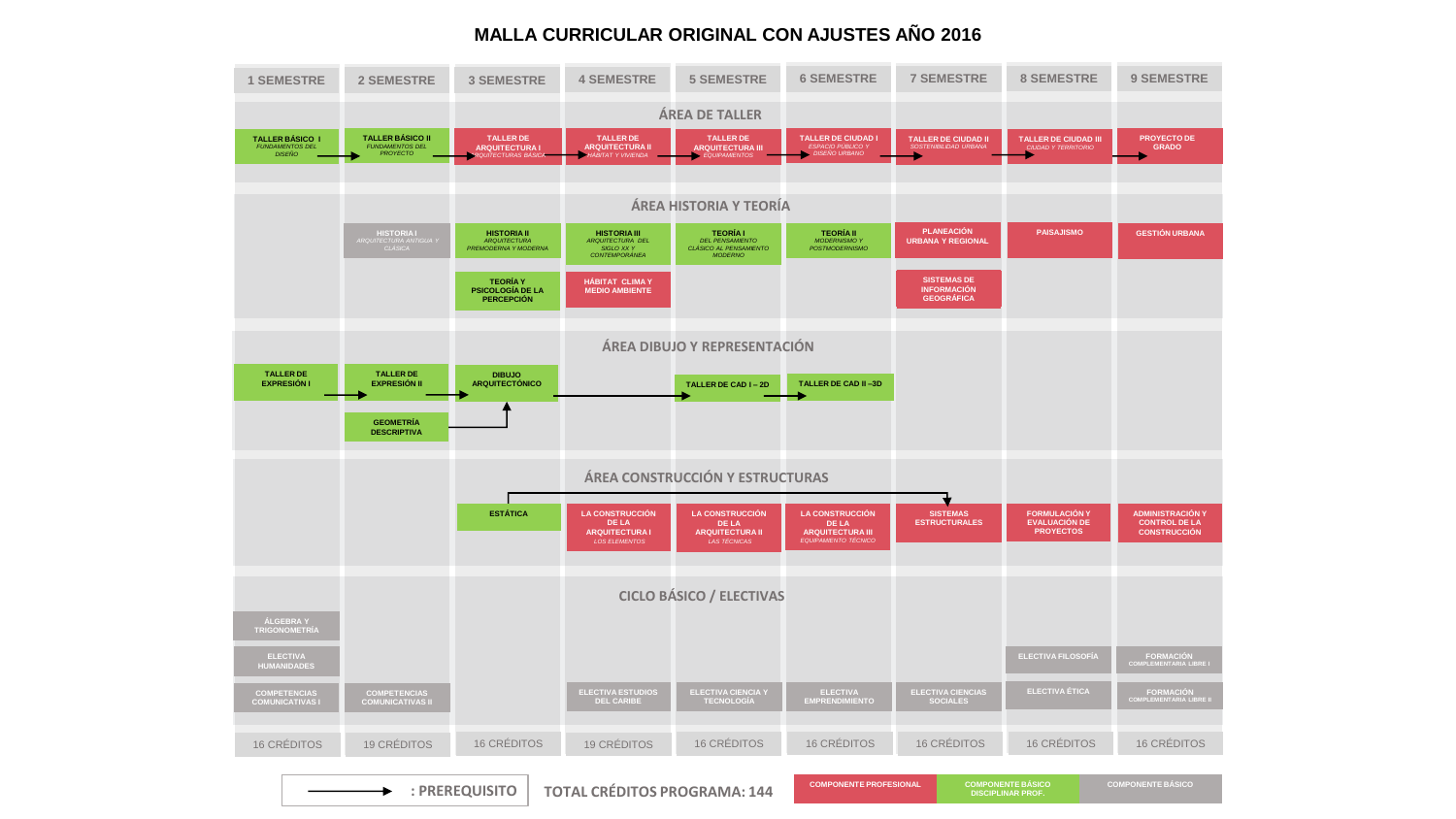# MALLA CURRICULAR ORIGINAL CON AJUSTES AÑO 2016

| 1 SEMESTRE | 2 SEMESTRE | 3 SEMESTRE | 4 SEMESTRE | 5 SEMESTRE | 6 SEMESTRE | 7 SEMESTRE | 8 SEMESTRE | 9 SEMESTRE |
|---|---|---|---|---|---|---|---|---|
| **ÁREA DE TALLER** | | | | | | | | |
| TALLER BÁSICO I *FUNDAMENTOS DEL DISEÑO* | TALLER BÁSICO II *FUNDAMENTOS DEL PROYECTO* | TALLER DE ARQUITECTURA I *ARQUITECTURAS BÁSICAS* | TALLER DE ARQUITECTURA II *HÁBITAT Y VIVIENDA* | TALLER DE ARQUITECTURA III *EQUIPAMENTOS* | TALLER DE CIUDAD I *ESPACIO PÚBLICO Y DISEÑO URBANO* | TALLER DE CIUDAD II *SOSTENIBILIDAD URBANA* | TALLER DE CIUDAD III *CIUDAD Y TERRITORIO* | PROYECTO DE GRADO |
| **ÁREA HISTORIA Y TEORÍA** | | | | | | | | |
| | HISTORIA I *ARQUITECTURA ANTIGUA Y CLÁSICA* | HISTORIA II *ARQUITECTURA PREMODERNA Y MODERNA* | HISTORIA III *ARQUITECTURA DEL SIGLO XX Y CONTEMPORÁNEA* | TEORÍA I *DEL PENSAMIENTO CLÁSICO AL PENSAMIENTO MODERNO* | TEORÍA II *MODERNISMO Y POSTMODERNISMO* | PLANEACIÓN URBANA Y REGIONAL | PAISAJISMO | GESTIÓN URBANA |
| | | TEORÍA Y PSICOLOGÍA DE LA PERCEPCIÓN | HÁBITAT CLIMA Y MEDIO AMBIENTE | | | SISTEMAS DE INFORMACIÓN GEOGRÁFICA | | |
| **ÁREA DIBUJO Y REPRESENTACIÓN** | | | | | | | | |
| TALLER DE EXPRESIÓN I | TALLER DE EXPRESIÓN II | DIBUJO ARQUITECTÓNICO | | TALLER DE CAD I – 2D | TALLER DE CAD II –3D | | | |
| | GEOMETRÍA DESCRIPTIVA | | | | | | | |
| **ÁREA CONSTRUCCIÓN Y ESTRUCTURAS** | | | | | | | | |
| | | ESTÁTICA | LA CONSTRUCCIÓN DE LA ARQUITECTURA I *LOS ELEMENTOS* | LA CONSTRUCCIÓN DE LA ARQUITECTURA II *LAS TÉCNICAS* | LA CONSTRUCCIÓN DE LA ARQUITECTURA III *EQUIPAMENTO TÉCNICO* | SISTEMAS ESTRUCTURALES | FORMULACIÓN Y EVALUACIÓN DE PROYECTOS | ADMINISTRACIÓN Y CONTROL DE LA CONSTRUCCIÓN |
| **CICLO BÁSICO / ELECTIVAS** | | | | | | | | |
| ÁLGEBRA Y TRIGONOMETRÍA | | | | | | | | |
| ELECTIVA HUMANIDADES | | | | | | | ELECTIVA FILOSOFÍA | FORMACIÓN COMPLEMENTARIA LIBRE I |
| COMPETENCIAS COMUNICATIVAS I | COMPETENCIAS COMUNICATIVAS II | | ELECTIVA ESTUDIOS DEL CARIBE | ELECTIVA CIENCIA Y TECNOLOGÍA | ELECTIVA EMPRENDIMIENTO | ELECTIVA CIENCIAS SOCIALES | ELECTIVA ÉTICA | FORMACIÓN COMPLEMENTARIA LIBRE II |
| 16 CRÉDITOS | 19 CRÉDITOS | 16 CRÉDITOS | 19 CRÉDITOS | 16 CRÉDITOS | 16 CRÉDITOS | 16 CRÉDITOS | 16 CRÉDITOS | 16 CRÉDITOS |

→ : PREREQUISITO

TOTAL CRÉDITOS PROGRAMA: 144

COMPONENTE PROFESIONAL | COMPONENTE BÁSICO DISCIPLINAR PROF. | COMPONENTE BÁSICO